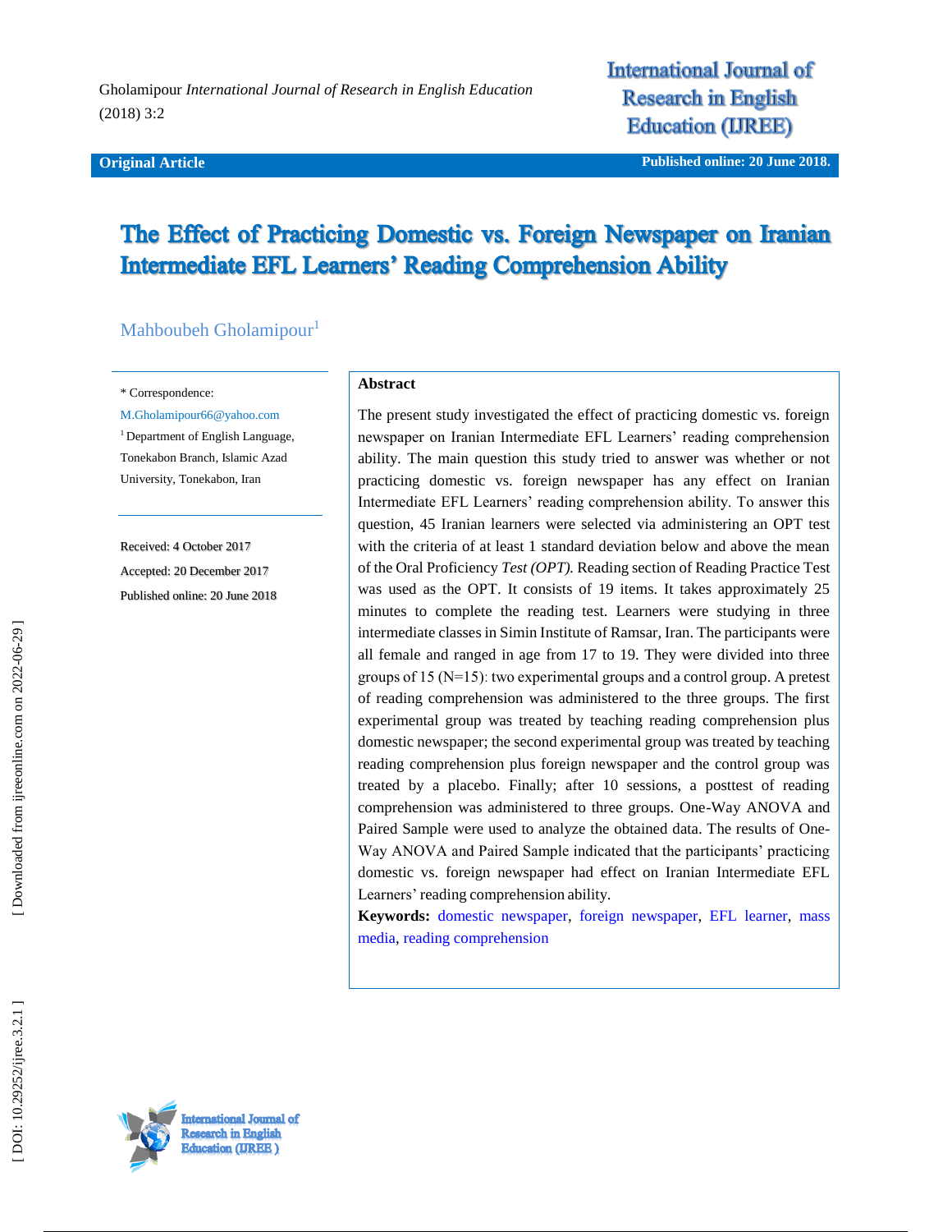**Original Article**

Published online: 20 June 2018.

# The Effect of Practicing Domestic vs. Foreign Newspaper on Iranian Intermediate EFL Learners' Reading Comprehension Ability

Mahboubeh Gholamipour[1]

\* Correspondence:

M.Gholamipour66@yahoo.com

[1] Department of English Language, Tonekabon Branch, Islamic Azad University, Tonekabon, Iran

Received: 4 October 2017

Accepted: 20 December 2017

Published online: 20 June 2018

## Abstract

The present study investigated the effect of practicing domestic vs. foreign newspaper on Iranian Intermediate EFL Learners' reading comprehension ability. The main question this study tried to answer was whether or not practicing domestic vs. foreign newspaper has any effect on Iranian Intermediate EFL Learners' reading comprehension ability. To answer this question, 45 Iranian learners were selected via administering an OPT test with the criteria of at least 1 standard deviation below and above the mean of the Oral Proficiency *Test (OPT).* Reading section of Reading Practice Test was used as the OPT. It consists of 19 items. It takes approximately 25 minutes to complete the reading test. Learners were studying in three intermediate classes in Simin Institute of Ramsar, Iran. The participants were all female and ranged in age from 17 to 19. They were divided into three groups of 15 (N=15): two experimental groups and a control group. A pretest of reading comprehension was administered to the three groups. The first experimental group was treated by teaching reading comprehension plus domestic newspaper; the second experimental group was treated by teaching reading comprehension plus foreign newspaper and the control group was treated by a placebo. Finally; after 10 sessions, a posttest of reading comprehension was administered to three groups. One-Way ANOVA and Paired Sample were used to analyze the obtained data. The results of One-Way ANOVA and Paired Sample indicated that the participants' practicing domestic vs. foreign newspaper had effect on Iranian Intermediate EFL Learners' reading comprehension ability.

**Keywords:** domestic newspaper, foreign newspaper, EFL learner, mass media, reading comprehension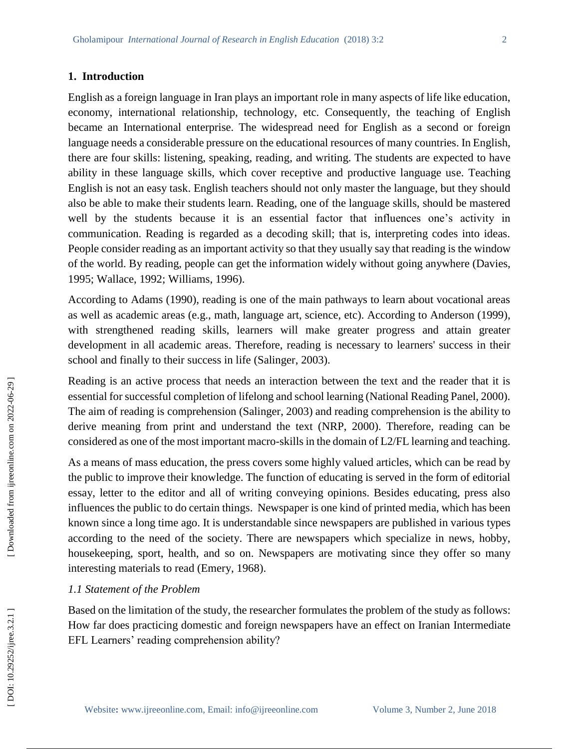## 1. Introduction

English as a foreign language in Iran plays an important role in many aspects of life like education, economy, international relationship, technology, etc. Consequently, the teaching of English became an International enterprise. The widespread need for English as a second or foreign language needs a considerable pressure on the educational resources of many countries. In English, there are four skills: listening, speaking, reading, and writing. The students are expected to have ability in these language skills, which cover receptive and productive language use. Teaching English is not an easy task. English teachers should not only master the language, but they should also be able to make their students learn. Reading, one of the language skills, should be mastered well by the students because it is an essential factor that influences one's activity in communication. Reading is regarded as a decoding skill; that is, interpreting codes into ideas. People consider reading as an important activity so that they usually say that reading is the window of the world. By reading, people can get the information widely without going anywhere (Davies, 1995; Wallace, 1992; Williams, 1996).

According to Adams (1990), reading is one of the main pathways to learn about vocational areas as well as academic areas (e.g., math, language art, science, etc). According to Anderson (1999), with strengthened reading skills, learners will make greater progress and attain greater development in all academic areas. Therefore, reading is necessary to learners' success in their school and finally to their success in life (Salinger, 2003).

Reading is an active process that needs an interaction between the text and the reader that it is essential for successful completion of lifelong and school learning (National Reading Panel, 2000). The aim of reading is comprehension (Salinger, 2003) and reading comprehension is the ability to derive meaning from print and understand the text (NRP, 2000). Therefore, reading can be considered as one of the most important macro-skills in the domain of L2/FL learning and teaching.

As a means of mass education, the press covers some highly valued articles, which can be read by the public to improve their knowledge. The function of educating is served in the form of editorial essay, letter to the editor and all of writing conveying opinions. Besides educating, press also influences the public to do certain things. Newspaper is one kind of printed media, which has been known since a long time ago. It is understandable since newspapers are published in various types according to the need of the society. There are newspapers which specialize in news, hobby, housekeeping, sport, health, and so on. Newspapers are motivating since they offer so many interesting materials to read (Emery, 1968).

### *1.1 Statement of the Problem*

Based on the limitation of the study, the researcher formulates the problem of the study as follows: How far does practicing domestic and foreign newspapers have an effect on Iranian Intermediate EFL Learners' reading comprehension ability?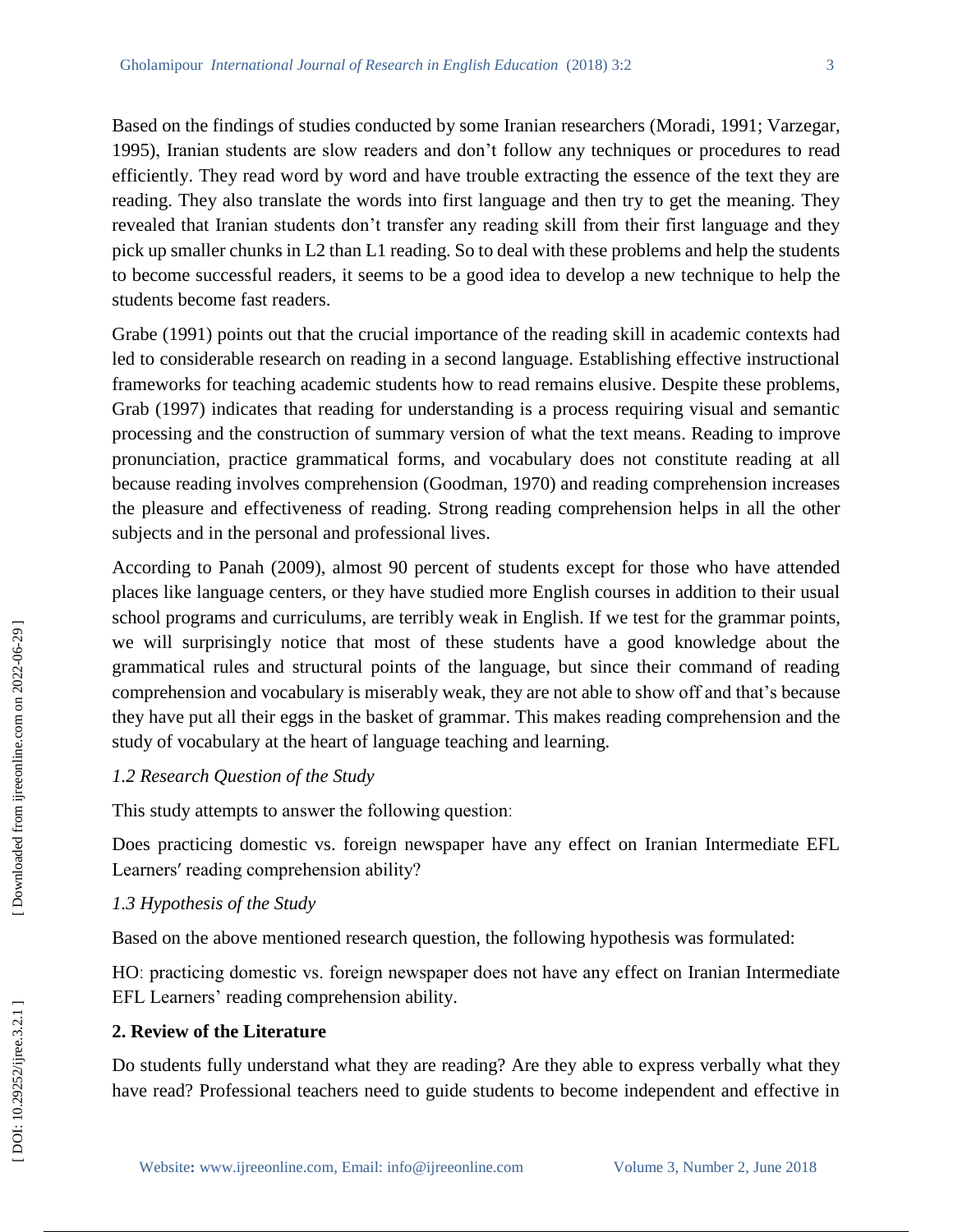Based on the findings of studies conducted by some Iranian researchers (Moradi, 1991; Varzegar, 1995), Iranian students are slow readers and don't follow any techniques or procedures to read efficiently. They read word by word and have trouble extracting the essence of the text they are reading. They also translate the words into first language and then try to get the meaning. They revealed that Iranian students don't transfer any reading skill from their first language and they pick up smaller chunks in L2 than L1 reading. So to deal with these problems and help the students to become successful readers, it seems to be a good idea to develop a new technique to help the students become fast readers.

Grabe (1991) points out that the crucial importance of the reading skill in academic contexts had led to considerable research on reading in a second language. Establishing effective instructional frameworks for teaching academic students how to read remains elusive. Despite these problems, Grab (1997) indicates that reading for understanding is a process requiring visual and semantic processing and the construction of summary version of what the text means. Reading to improve pronunciation, practice grammatical forms, and vocabulary does not constitute reading at all because reading involves comprehension (Goodman, 1970) and reading comprehension increases the pleasure and effectiveness of reading. Strong reading comprehension helps in all the other subjects and in the personal and professional lives.

According to Panah (2009), almost 90 percent of students except for those who have attended places like language centers, or they have studied more English courses in addition to their usual school programs and curriculums, are terribly weak in English. If we test for the grammar points, we will surprisingly notice that most of these students have a good knowledge about the grammatical rules and structural points of the language, but since their command of reading comprehension and vocabulary is miserably weak, they are not able to show off and that's because they have put all their eggs in the basket of grammar. This makes reading comprehension and the study of vocabulary at the heart of language teaching and learning.

### *1.2 Research Question of the Study*

This study attempts to answer the following question:

Does practicing domestic vs. foreign newspaper have any effect on Iranian Intermediate EFL Learners′ reading comprehension ability?

### *1.3 Hypothesis of the Study*

Based on the above mentioned research question, the following hypothesis was formulated:

HO: practicing domestic vs. foreign newspaper does not have any effect on Iranian Intermediate EFL Learners' reading comprehension ability.

## 2. Review of the Literature

Do students fully understand what they are reading? Are they able to express verbally what they have read? Professional teachers need to guide students to become independent and effective in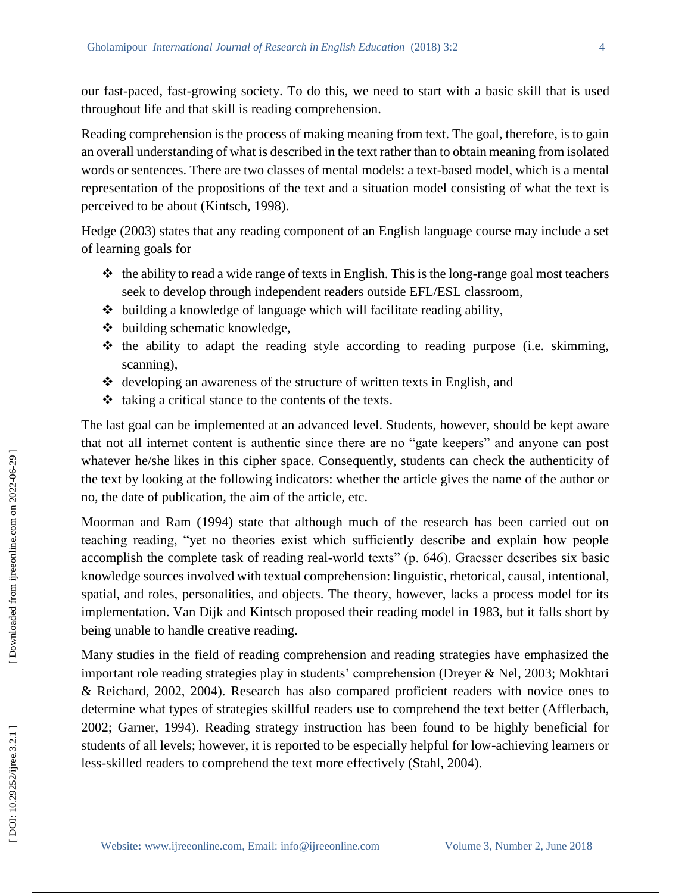our fast-paced, fast-growing society. To do this, we need to start with a basic skill that is used throughout life and that skill is reading comprehension.

Reading comprehension is the process of making meaning from text. The goal, therefore, is to gain an overall understanding of what is described in the text rather than to obtain meaning from isolated words or sentences. There are two classes of mental models: a text-based model, which is a mental representation of the propositions of the text and a situation model consisting of what the text is perceived to be about (Kintsch, 1998).

Hedge (2003) states that any reading component of an English language course may include a set of learning goals for

- the ability to read a wide range of texts in English. This is the long-range goal most teachers seek to develop through independent readers outside EFL/ESL classroom,
- building a knowledge of language which will facilitate reading ability,
- building schematic knowledge,
- the ability to adapt the reading style according to reading purpose (i.e. skimming, scanning),
- developing an awareness of the structure of written texts in English, and
- taking a critical stance to the contents of the texts.

The last goal can be implemented at an advanced level. Students, however, should be kept aware that not all internet content is authentic since there are no "gate keepers" and anyone can post whatever he/she likes in this cipher space. Consequently, students can check the authenticity of the text by looking at the following indicators: whether the article gives the name of the author or no, the date of publication, the aim of the article, etc.

Moorman and Ram (1994) state that although much of the research has been carried out on teaching reading, "yet no theories exist which sufficiently describe and explain how people accomplish the complete task of reading real-world texts" (p. 646). Graesser describes six basic knowledge sources involved with textual comprehension: linguistic, rhetorical, causal, intentional, spatial, and roles, personalities, and objects. The theory, however, lacks a process model for its implementation. Van Dijk and Kintsch proposed their reading model in 1983, but it falls short by being unable to handle creative reading.

Many studies in the field of reading comprehension and reading strategies have emphasized the important role reading strategies play in students' comprehension (Dreyer & Nel, 2003; Mokhtari & Reichard, 2002, 2004). Research has also compared proficient readers with novice ones to determine what types of strategies skillful readers use to comprehend the text better (Afflerbach, 2002; Garner, 1994). Reading strategy instruction has been found to be highly beneficial for students of all levels; however, it is reported to be especially helpful for low-achieving learners or less-skilled readers to comprehend the text more effectively (Stahl, 2004).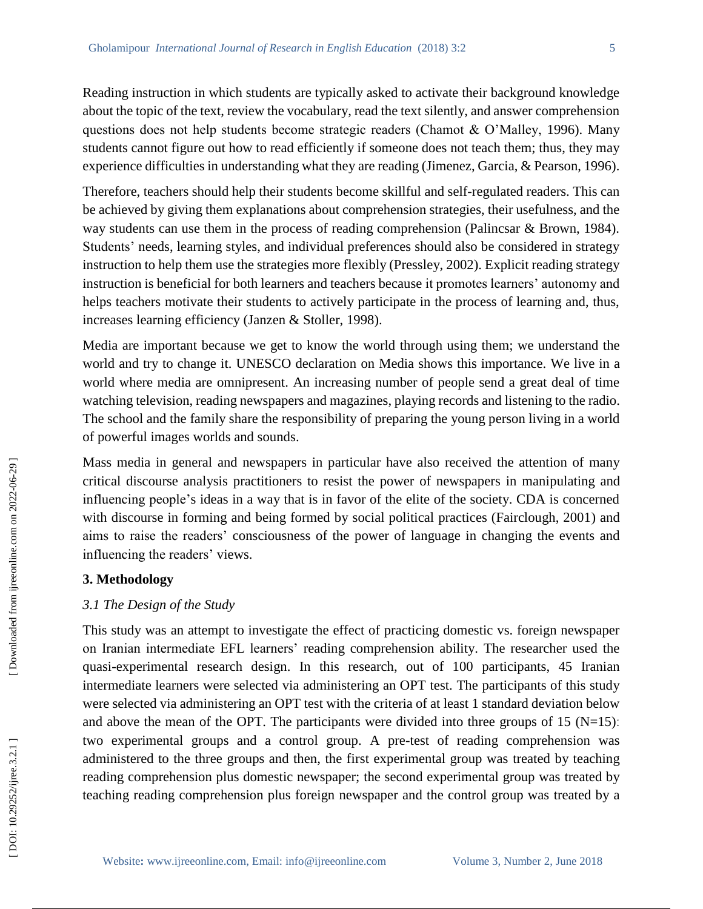Reading instruction in which students are typically asked to activate their background knowledge about the topic of the text, review the vocabulary, read the text silently, and answer comprehension questions does not help students become strategic readers (Chamot & O'Malley, 1996). Many students cannot figure out how to read efficiently if someone does not teach them; thus, they may experience difficulties in understanding what they are reading (Jimenez, Garcia, & Pearson, 1996).

Therefore, teachers should help their students become skillful and self-regulated readers. This can be achieved by giving them explanations about comprehension strategies, their usefulness, and the way students can use them in the process of reading comprehension (Palincsar & Brown, 1984). Students' needs, learning styles, and individual preferences should also be considered in strategy instruction to help them use the strategies more flexibly (Pressley, 2002). Explicit reading strategy instruction is beneficial for both learners and teachers because it promotes learners' autonomy and helps teachers motivate their students to actively participate in the process of learning and, thus, increases learning efficiency (Janzen & Stoller, 1998).

Media are important because we get to know the world through using them; we understand the world and try to change it. UNESCO declaration on Media shows this importance. We live in a world where media are omnipresent. An increasing number of people send a great deal of time watching television, reading newspapers and magazines, playing records and listening to the radio. The school and the family share the responsibility of preparing the young person living in a world of powerful images worlds and sounds.

Mass media in general and newspapers in particular have also received the attention of many critical discourse analysis practitioners to resist the power of newspapers in manipulating and influencing people's ideas in a way that is in favor of the elite of the society. CDA is concerned with discourse in forming and being formed by social political practices (Fairclough, 2001) and aims to raise the readers' consciousness of the power of language in changing the events and influencing the readers' views.

## 3. Methodology

### *3.1 The Design of the Study*

This study was an attempt to investigate the effect of practicing domestic vs. foreign newspaper on Iranian intermediate EFL learners' reading comprehension ability. The researcher used the quasi-experimental research design. In this research, out of 100 participants, 45 Iranian intermediate learners were selected via administering an OPT test. The participants of this study were selected via administering an OPT test with the criteria of at least 1 standard deviation below and above the mean of the OPT. The participants were divided into three groups of 15 (N=15): two experimental groups and a control group. A pre-test of reading comprehension was administered to the three groups and then, the first experimental group was treated by teaching reading comprehension plus domestic newspaper; the second experimental group was treated by teaching reading comprehension plus foreign newspaper and the control group was treated by a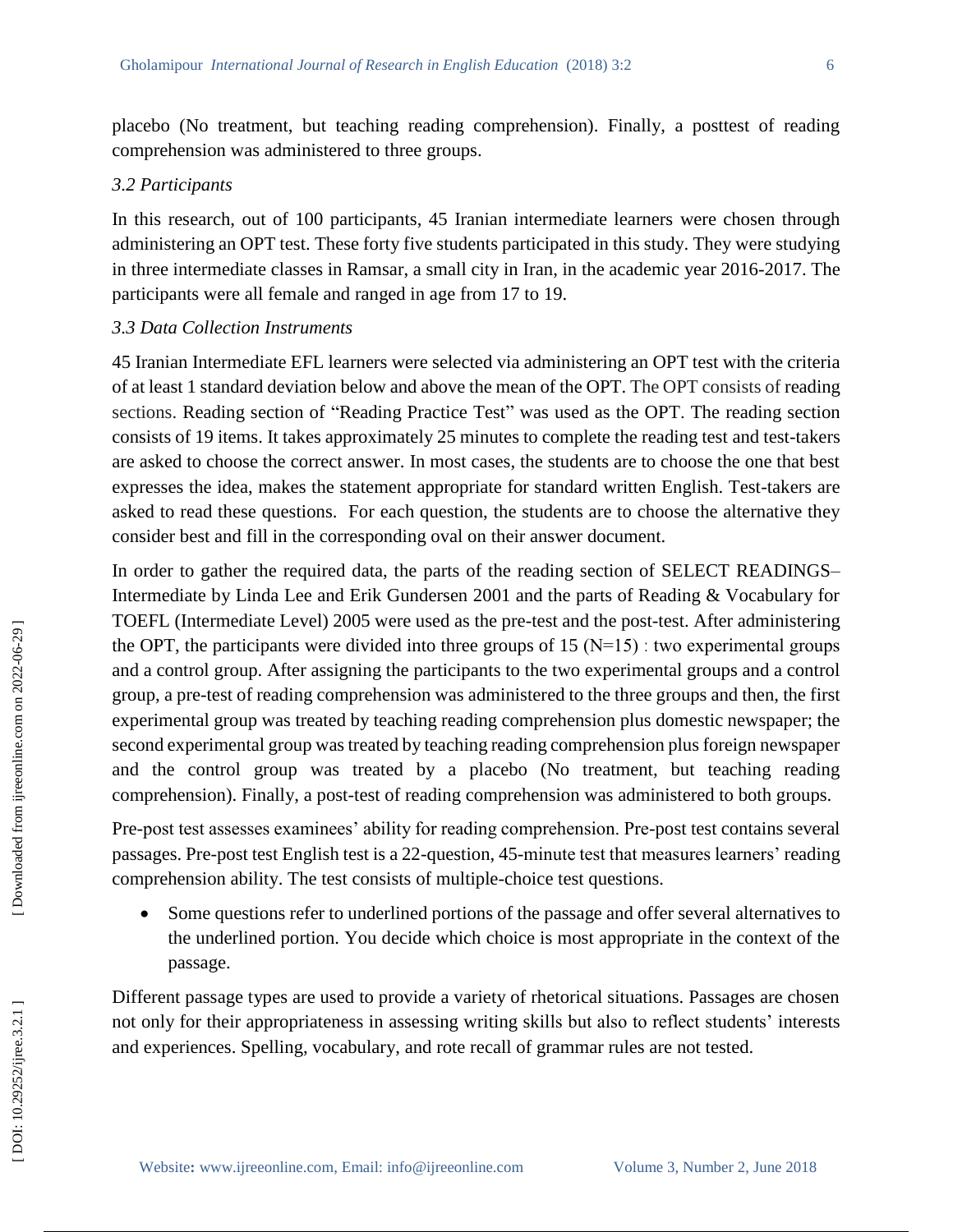placebo (No treatment, but teaching reading comprehension). Finally, a posttest of reading comprehension was administered to three groups.

### *3.2 Participants*

In this research, out of 100 participants, 45 Iranian intermediate learners were chosen through administering an OPT test. These forty five students participated in this study. They were studying in three intermediate classes in Ramsar, a small city in Iran, in the academic year 2016-2017. The participants were all female and ranged in age from 17 to 19.

### *3.3 Data Collection Instruments*

45 Iranian Intermediate EFL learners were selected via administering an OPT test with the criteria of at least 1 standard deviation below and above the mean of the OPT. The OPT consists of reading sections. Reading section of "Reading Practice Test" was used as the OPT. The reading section consists of 19 items. It takes approximately 25 minutes to complete the reading test and test-takers are asked to choose the correct answer. In most cases, the students are to choose the one that best expresses the idea, makes the statement appropriate for standard written English. Test-takers are asked to read these questions. For each question, the students are to choose the alternative they consider best and fill in the corresponding oval on their answer document.

In order to gather the required data, the parts of the reading section of SELECT READINGS– Intermediate by Linda Lee and Erik Gundersen 2001 and the parts of Reading & Vocabulary for TOEFL (Intermediate Level) 2005 were used as the pre-test and the post-test. After administering the OPT, the participants were divided into three groups of 15 (N=15) : two experimental groups and a control group. After assigning the participants to the two experimental groups and a control group, a pre-test of reading comprehension was administered to the three groups and then, the first experimental group was treated by teaching reading comprehension plus domestic newspaper; the second experimental group was treated by teaching reading comprehension plus foreign newspaper and the control group was treated by a placebo (No treatment, but teaching reading comprehension). Finally, a post-test of reading comprehension was administered to both groups.

Pre-post test assesses examinees' ability for reading comprehension. Pre-post test contains several passages. Pre-post test English test is a 22-question, 45-minute test that measures learners' reading comprehension ability. The test consists of multiple-choice test questions.

- Some questions refer to underlined portions of the passage and offer several alternatives to the underlined portion. You decide which choice is most appropriate in the context of the passage.

Different passage types are used to provide a variety of rhetorical situations. Passages are chosen not only for their appropriateness in assessing writing skills but also to reflect students' interests and experiences. Spelling, vocabulary, and rote recall of grammar rules are not tested.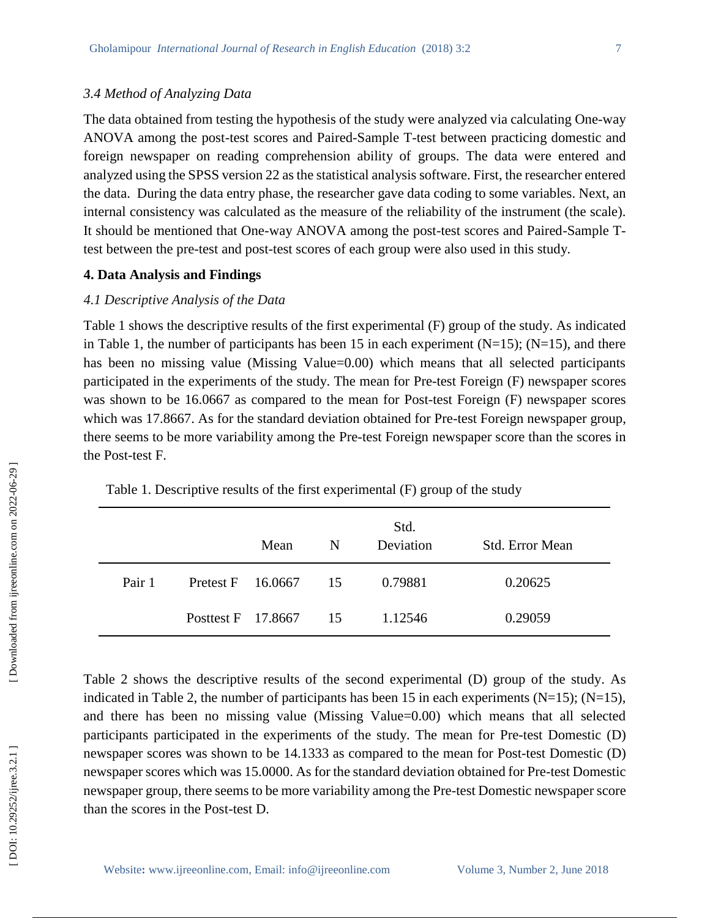### 3.4 Method of Analyzing Data

The data obtained from testing the hypothesis of the study were analyzed via calculating One-way ANOVA among the post-test scores and Paired-Sample T-test between practicing domestic and foreign newspaper on reading comprehension ability of groups. The data were entered and analyzed using the SPSS version 22 as the statistical analysis software. First, the researcher entered the data. During the data entry phase, the researcher gave data coding to some variables. Next, an internal consistency was calculated as the measure of the reliability of the instrument (the scale). It should be mentioned that One-way ANOVA among the post-test scores and Paired-Sample T-test between the pre-test and post-test scores of each group were also used in this study.

## 4. Data Analysis and Findings

### 4.1 Descriptive Analysis of the Data

Table 1 shows the descriptive results of the first experimental (F) group of the study. As indicated in Table 1, the number of participants has been 15 in each experiment (N=15); (N=15), and there has been no missing value (Missing Value=0.00) which means that all selected participants participated in the experiments of the study. The mean for Pre-test Foreign (F) newspaper scores was shown to be 16.0667 as compared to the mean for Post-test Foreign (F) newspaper scores which was 17.8667. As for the standard deviation obtained for Pre-test Foreign newspaper group, there seems to be more variability among the Pre-test Foreign newspaper score than the scores in the Post-test F.

Table 1. Descriptive results of the first experimental (F) group of the study

| | | Mean | N | Std. Deviation | Std. Error Mean |
|---|---|---|---|---|---|
| Pair 1 | Pretest F | 16.0667 | 15 | 0.79881 | 0.20625 |
| | Posttest F | 17.8667 | 15 | 1.12546 | 0.29059 |

Table 2 shows the descriptive results of the second experimental (D) group of the study. As indicated in Table 2, the number of participants has been 15 in each experiments (N=15); (N=15), and there has been no missing value (Missing Value=0.00) which means that all selected participants participated in the experiments of the study. The mean for Pre-test Domestic (D) newspaper scores was shown to be 14.1333 as compared to the mean for Post-test Domestic (D) newspaper scores which was 15.0000. As for the standard deviation obtained for Pre-test Domestic newspaper group, there seems to be more variability among the Pre-test Domestic newspaper score than the scores in the Post-test D.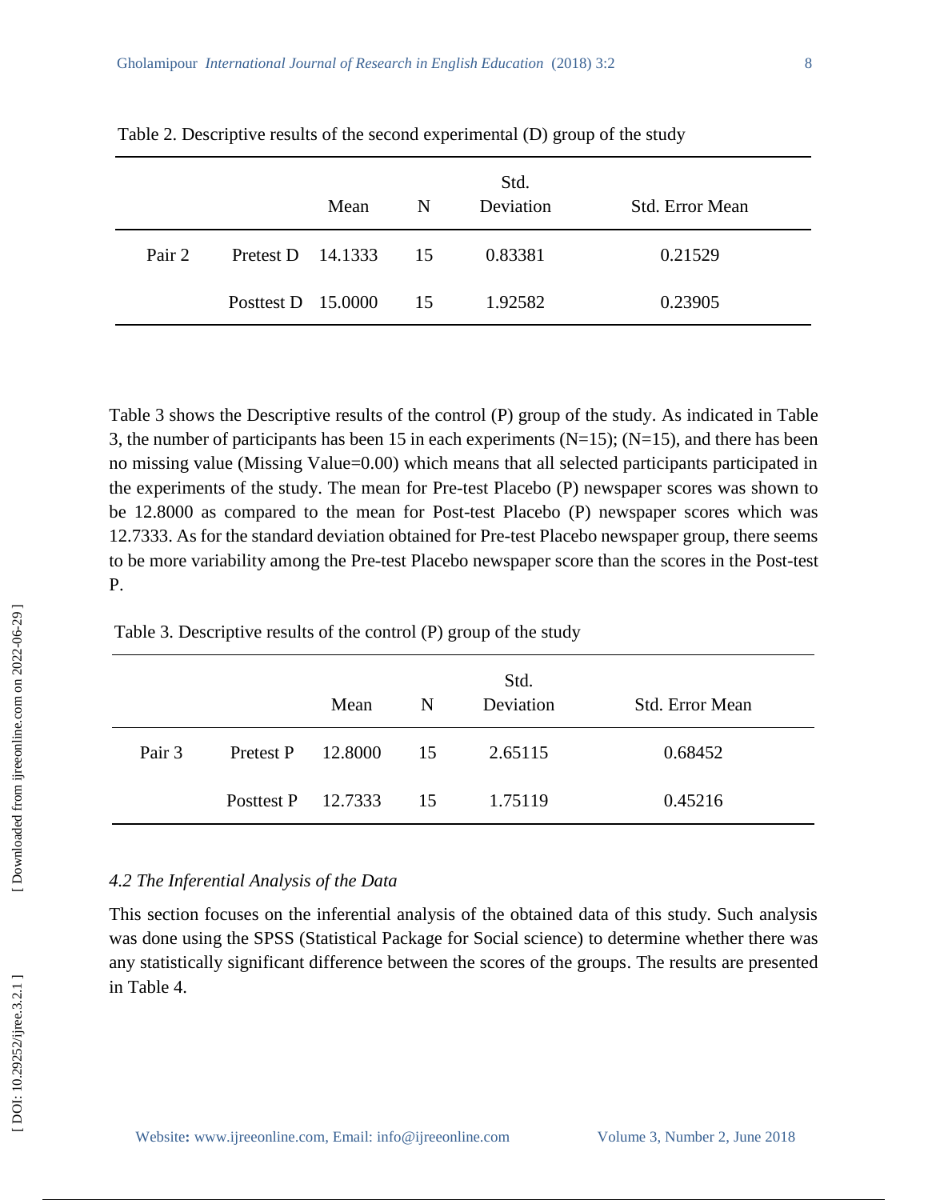Table 2. Descriptive results of the second experimental (D) group of the study

| | | Mean | N | Std. Deviation | Std. Error Mean |
|---|---|---|---|---|---|
| Pair 2 | Pretest D | 14.1333 | 15 | 0.83381 | 0.21529 |
| | Posttest D | 15.0000 | 15 | 1.92582 | 0.23905 |

Table 3 shows the Descriptive results of the control (P) group of the study. As indicated in Table 3, the number of participants has been 15 in each experiments (N=15); (N=15), and there has been no missing value (Missing Value=0.00) which means that all selected participants participated in the experiments of the study. The mean for Pre-test Placebo (P) newspaper scores was shown to be 12.8000 as compared to the mean for Post-test Placebo (P) newspaper scores which was 12.7333. As for the standard deviation obtained for Pre-test Placebo newspaper group, there seems to be more variability among the Pre-test Placebo newspaper score than the scores in the Post-test P.

Table 3. Descriptive results of the control (P) group of the study

| | | Mean | N | Std. Deviation | Std. Error Mean |
|---|---|---|---|---|---|
| Pair 3 | Pretest P | 12.8000 | 15 | 2.65115 | 0.68452 |
| | Posttest P | 12.7333 | 15 | 1.75119 | 0.45216 |

### *4.2 The Inferential Analysis of the Data*

This section focuses on the inferential analysis of the obtained data of this study. Such analysis was done using the SPSS (Statistical Package for Social science) to determine whether there was any statistically significant difference between the scores of the groups. The results are presented in Table 4.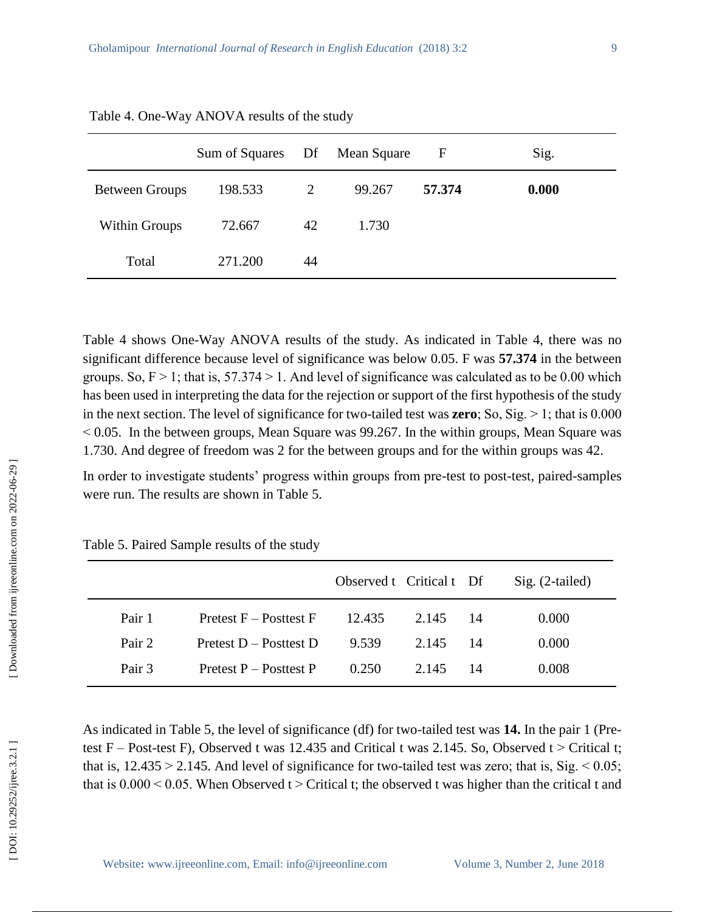Table 4. One-Way ANOVA results of the study

| | Sum of Squares | Df | Mean Square | F | Sig. |
|---|---|---|---|---|---|
| Between Groups | 198.533 | 2 | 99.267 | **57.374** | **0.000** |
| Within Groups | 72.667 | 42 | 1.730 | | |
| Total | 271.200 | 44 | | | |

Table 4 shows One-Way ANOVA results of the study. As indicated in Table 4, there was no significant difference because level of significance was below 0.05. F was **57.374** in the between groups. So, F > 1; that is, 57.374 > 1. And level of significance was calculated as to be 0.00 which has been used in interpreting the data for the rejection or support of the first hypothesis of the study in the next section. The level of significance for two-tailed test was **zero**; So, Sig. > 1; that is 0.000 < 0.05. In the between groups, Mean Square was 99.267. In the within groups, Mean Square was 1.730. And degree of freedom was 2 for the between groups and for the within groups was 42.

In order to investigate students' progress within groups from pre-test to post-test, paired-samples were run. The results are shown in Table 5.

Table 5. Paired Sample results of the study

| | | Observed t | Critical t | Df | Sig. (2-tailed) |
|---|---|---|---|---|---|
| Pair 1 | Pretest F – Posttest F | 12.435 | 2.145 | 14 | 0.000 |
| Pair 2 | Pretest D – Posttest D | 9.539 | 2.145 | 14 | 0.000 |
| Pair 3 | Pretest P – Posttest P | 0.250 | 2.145 | 14 | 0.008 |

As indicated in Table 5, the level of significance (df) for two-tailed test was **14.** In the pair 1 (Pre-test F – Post-test F), Observed t was 12.435 and Critical t was 2.145. So, Observed t > Critical t; that is, 12.435 > 2.145. And level of significance for two-tailed test was zero; that is, Sig. < 0.05; that is 0.000 < 0.05. When Observed t > Critical t; the observed t was higher than the critical t and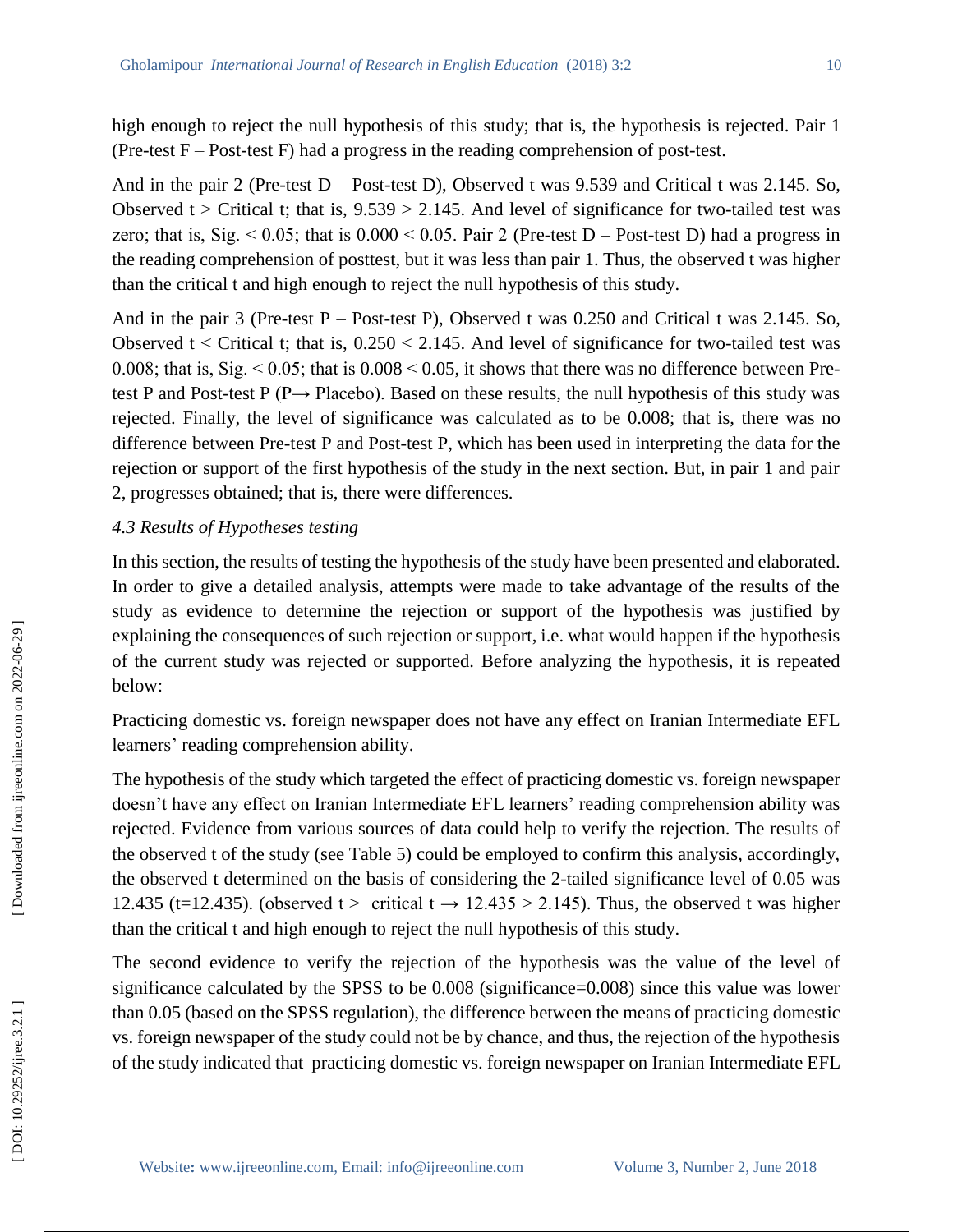high enough to reject the null hypothesis of this study; that is, the hypothesis is rejected. Pair 1 (Pre-test F – Post-test F) had a progress in the reading comprehension of post-test.

And in the pair 2 (Pre-test D – Post-test D), Observed t was 9.539 and Critical t was 2.145. So, Observed t > Critical t; that is, 9.539 > 2.145. And level of significance for two-tailed test was zero; that is, Sig. < 0.05; that is 0.000 < 0.05. Pair 2 (Pre-test D – Post-test D) had a progress in the reading comprehension of posttest, but it was less than pair 1. Thus, the observed t was higher than the critical t and high enough to reject the null hypothesis of this study.

And in the pair 3 (Pre-test P – Post-test P), Observed t was 0.250 and Critical t was 2.145. So, Observed t < Critical t; that is, 0.250 < 2.145. And level of significance for two-tailed test was 0.008; that is, Sig. < 0.05; that is 0.008 < 0.05, it shows that there was no difference between Pre-test P and Post-test P (P→ Placebo). Based on these results, the null hypothesis of this study was rejected. Finally, the level of significance was calculated as to be 0.008; that is, there was no difference between Pre-test P and Post-test P, which has been used in interpreting the data for the rejection or support of the first hypothesis of the study in the next section. But, in pair 1 and pair 2, progresses obtained; that is, there were differences.

### *4.3 Results of Hypotheses testing*

In this section, the results of testing the hypothesis of the study have been presented and elaborated. In order to give a detailed analysis, attempts were made to take advantage of the results of the study as evidence to determine the rejection or support of the hypothesis was justified by explaining the consequences of such rejection or support, i.e. what would happen if the hypothesis of the current study was rejected or supported. Before analyzing the hypothesis, it is repeated below:

Practicing domestic vs. foreign newspaper does not have any effect on Iranian Intermediate EFL learners' reading comprehension ability.

The hypothesis of the study which targeted the effect of practicing domestic vs. foreign newspaper doesn't have any effect on Iranian Intermediate EFL learners' reading comprehension ability was rejected. Evidence from various sources of data could help to verify the rejection. The results of the observed t of the study (see Table 5) could be employed to confirm this analysis, accordingly, the observed t determined on the basis of considering the 2-tailed significance level of 0.05 was 12.435 (t=12.435). (observed t > critical t → 12.435 > 2.145). Thus, the observed t was higher than the critical t and high enough to reject the null hypothesis of this study.

The second evidence to verify the rejection of the hypothesis was the value of the level of significance calculated by the SPSS to be 0.008 (significance=0.008) since this value was lower than 0.05 (based on the SPSS regulation), the difference between the means of practicing domestic vs. foreign newspaper of the study could not be by chance, and thus, the rejection of the hypothesis of the study indicated that practicing domestic vs. foreign newspaper on Iranian Intermediate EFL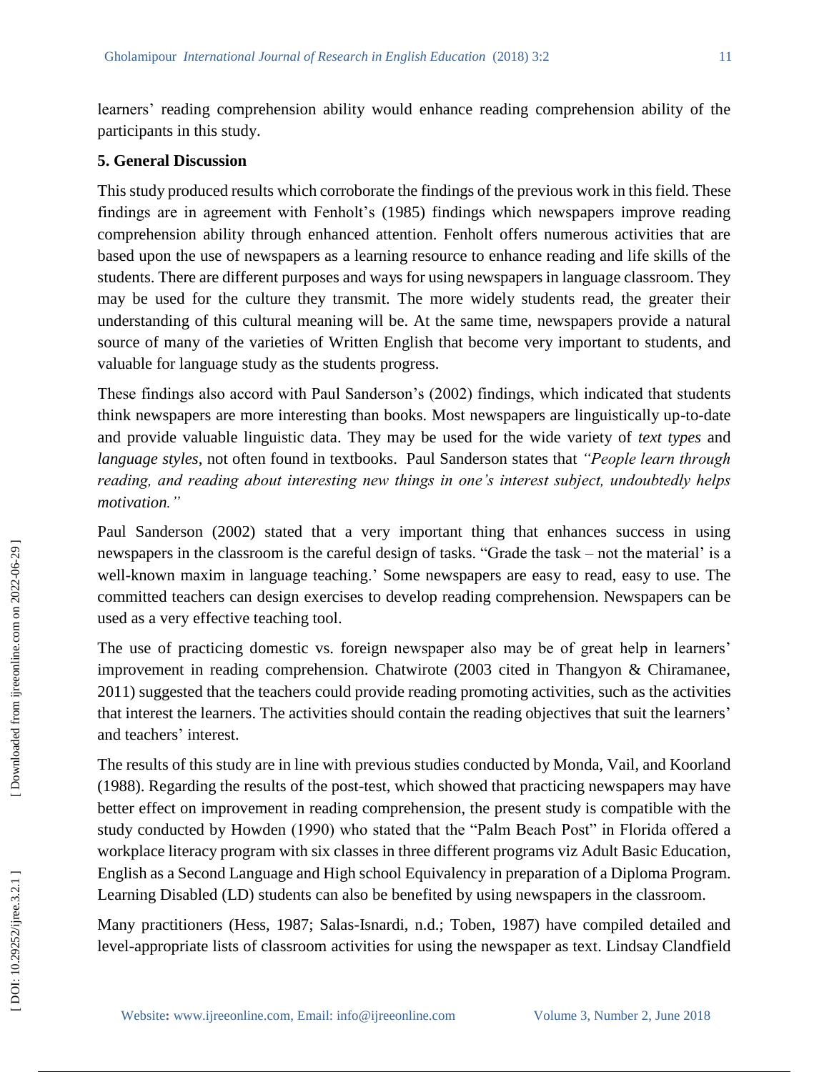learners' reading comprehension ability would enhance reading comprehension ability of the participants in this study.

## 5. General Discussion

This study produced results which corroborate the findings of the previous work in this field. These findings are in agreement with Fenholt's (1985) findings which newspapers improve reading comprehension ability through enhanced attention. Fenholt offers numerous activities that are based upon the use of newspapers as a learning resource to enhance reading and life skills of the students. There are different purposes and ways for using newspapers in language classroom. They may be used for the culture they transmit. The more widely students read, the greater their understanding of this cultural meaning will be. At the same time, newspapers provide a natural source of many of the varieties of Written English that become very important to students, and valuable for language study as the students progress.

These findings also accord with Paul Sanderson's (2002) findings, which indicated that students think newspapers are more interesting than books. Most newspapers are linguistically up-to-date and provide valuable linguistic data. They may be used for the wide variety of *text types* and *language styles*, not often found in textbooks. Paul Sanderson states that *"People learn through reading, and reading about interesting new things in one's interest subject, undoubtedly helps motivation."*

Paul Sanderson (2002) stated that a very important thing that enhances success in using newspapers in the classroom is the careful design of tasks. "Grade the task – not the material' is a well-known maxim in language teaching.' Some newspapers are easy to read, easy to use. The committed teachers can design exercises to develop reading comprehension. Newspapers can be used as a very effective teaching tool.

The use of practicing domestic vs. foreign newspaper also may be of great help in learners' improvement in reading comprehension. Chatwirote (2003 cited in Thangyon & Chiramanee, 2011) suggested that the teachers could provide reading promoting activities, such as the activities that interest the learners. The activities should contain the reading objectives that suit the learners' and teachers' interest.

The results of this study are in line with previous studies conducted by Monda, Vail, and Koorland (1988). Regarding the results of the post-test, which showed that practicing newspapers may have better effect on improvement in reading comprehension, the present study is compatible with the study conducted by Howden (1990) who stated that the "Palm Beach Post" in Florida offered a workplace literacy program with six classes in three different programs viz Adult Basic Education, English as a Second Language and High school Equivalency in preparation of a Diploma Program. Learning Disabled (LD) students can also be benefited by using newspapers in the classroom.

Many practitioners (Hess, 1987; Salas-Isnardi, n.d.; Toben, 1987) have compiled detailed and level-appropriate lists of classroom activities for using the newspaper as text. Lindsay Clandfield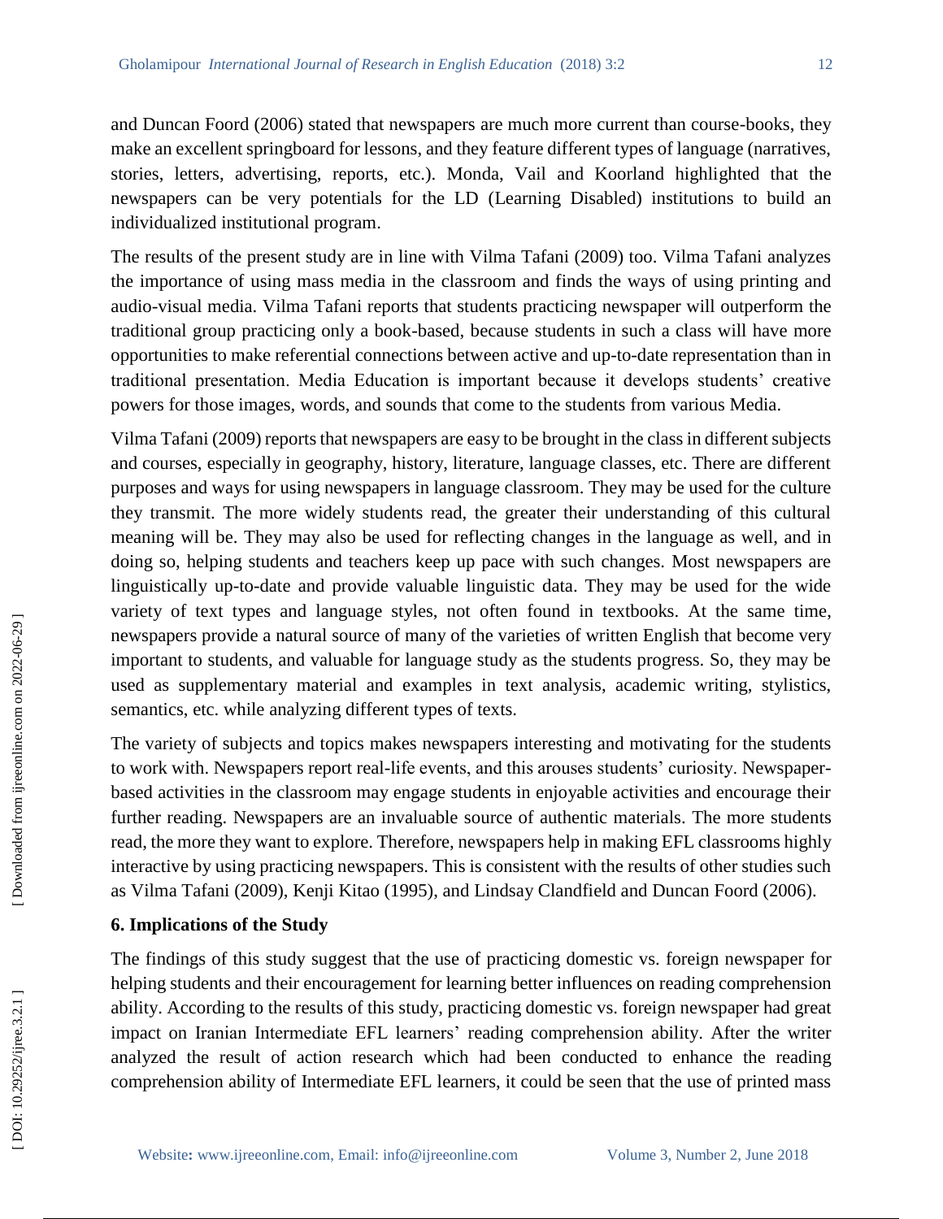and Duncan Foord (2006) stated that newspapers are much more current than course-books, they make an excellent springboard for lessons, and they feature different types of language (narratives, stories, letters, advertising, reports, etc.). Monda, Vail and Koorland highlighted that the newspapers can be very potentials for the LD (Learning Disabled) institutions to build an individualized institutional program.

The results of the present study are in line with Vilma Tafani (2009) too. Vilma Tafani analyzes the importance of using mass media in the classroom and finds the ways of using printing and audio-visual media. Vilma Tafani reports that students practicing newspaper will outperform the traditional group practicing only a book-based, because students in such a class will have more opportunities to make referential connections between active and up-to-date representation than in traditional presentation. Media Education is important because it develops students' creative powers for those images, words, and sounds that come to the students from various Media.

Vilma Tafani (2009) reports that newspapers are easy to be brought in the class in different subjects and courses, especially in geography, history, literature, language classes, etc. There are different purposes and ways for using newspapers in language classroom. They may be used for the culture they transmit. The more widely students read, the greater their understanding of this cultural meaning will be. They may also be used for reflecting changes in the language as well, and in doing so, helping students and teachers keep up pace with such changes. Most newspapers are linguistically up-to-date and provide valuable linguistic data. They may be used for the wide variety of text types and language styles, not often found in textbooks. At the same time, newspapers provide a natural source of many of the varieties of written English that become very important to students, and valuable for language study as the students progress. So, they may be used as supplementary material and examples in text analysis, academic writing, stylistics, semantics, etc. while analyzing different types of texts.

The variety of subjects and topics makes newspapers interesting and motivating for the students to work with. Newspapers report real-life events, and this arouses students' curiosity. Newspaper-based activities in the classroom may engage students in enjoyable activities and encourage their further reading. Newspapers are an invaluable source of authentic materials. The more students read, the more they want to explore. Therefore, newspapers help in making EFL classrooms highly interactive by using practicing newspapers. This is consistent with the results of other studies such as Vilma Tafani (2009), Kenji Kitao (1995), and Lindsay Clandfield and Duncan Foord (2006).

### 6. Implications of the Study

The findings of this study suggest that the use of practicing domestic vs. foreign newspaper for helping students and their encouragement for learning better influences on reading comprehension ability. According to the results of this study, practicing domestic vs. foreign newspaper had great impact on Iranian Intermediate EFL learners' reading comprehension ability. After the writer analyzed the result of action research which had been conducted to enhance the reading comprehension ability of Intermediate EFL learners, it could be seen that the use of printed mass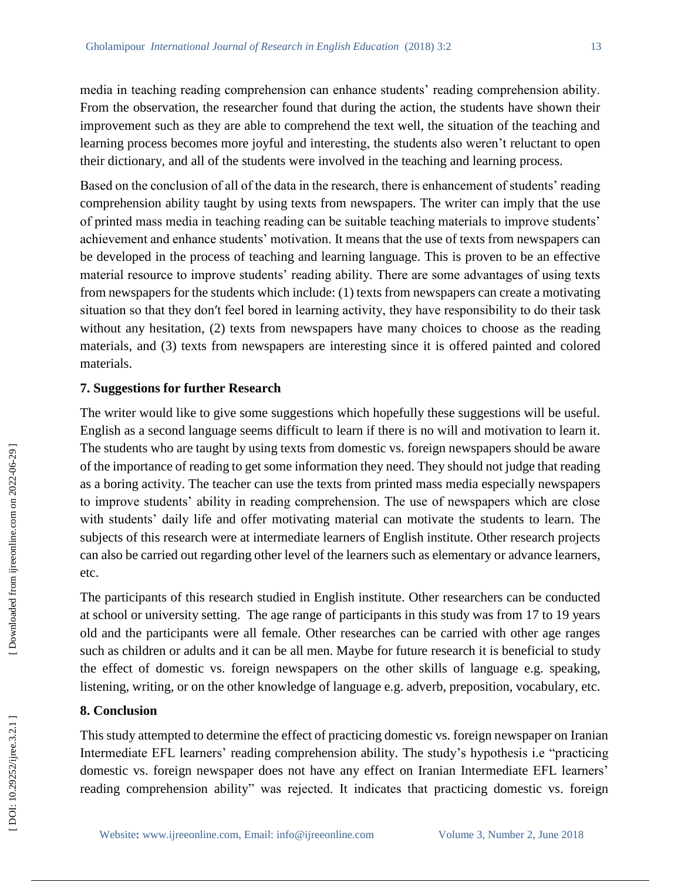media in teaching reading comprehension can enhance students' reading comprehension ability. From the observation, the researcher found that during the action, the students have shown their improvement such as they are able to comprehend the text well, the situation of the teaching and learning process becomes more joyful and interesting, the students also weren't reluctant to open their dictionary, and all of the students were involved in the teaching and learning process.

Based on the conclusion of all of the data in the research, there is enhancement of students' reading comprehension ability taught by using texts from newspapers. The writer can imply that the use of printed mass media in teaching reading can be suitable teaching materials to improve students' achievement and enhance students' motivation. It means that the use of texts from newspapers can be developed in the process of teaching and learning language. This is proven to be an effective material resource to improve students' reading ability. There are some advantages of using texts from newspapers for the students which include: (1) texts from newspapers can create a motivating situation so that they don′t feel bored in learning activity, they have responsibility to do their task without any hesitation, (2) texts from newspapers have many choices to choose as the reading materials, and (3) texts from newspapers are interesting since it is offered painted and colored materials.

## 7. Suggestions for further Research

The writer would like to give some suggestions which hopefully these suggestions will be useful. English as a second language seems difficult to learn if there is no will and motivation to learn it. The students who are taught by using texts from domestic vs. foreign newspapers should be aware of the importance of reading to get some information they need. They should not judge that reading as a boring activity. The teacher can use the texts from printed mass media especially newspapers to improve students' ability in reading comprehension. The use of newspapers which are close with students' daily life and offer motivating material can motivate the students to learn. The subjects of this research were at intermediate learners of English institute. Other research projects can also be carried out regarding other level of the learners such as elementary or advance learners, etc.

The participants of this research studied in English institute. Other researchers can be conducted at school or university setting. The age range of participants in this study was from 17 to 19 years old and the participants were all female. Other researches can be carried with other age ranges such as children or adults and it can be all men. Maybe for future research it is beneficial to study the effect of domestic vs. foreign newspapers on the other skills of language e.g. speaking, listening, writing, or on the other knowledge of language e.g. adverb, preposition, vocabulary, etc.

## 8. Conclusion

This study attempted to determine the effect of practicing domestic vs. foreign newspaper on Iranian Intermediate EFL learners' reading comprehension ability. The study's hypothesis i.e "practicing domestic vs. foreign newspaper does not have any effect on Iranian Intermediate EFL learners' reading comprehension ability" was rejected. It indicates that practicing domestic vs. foreign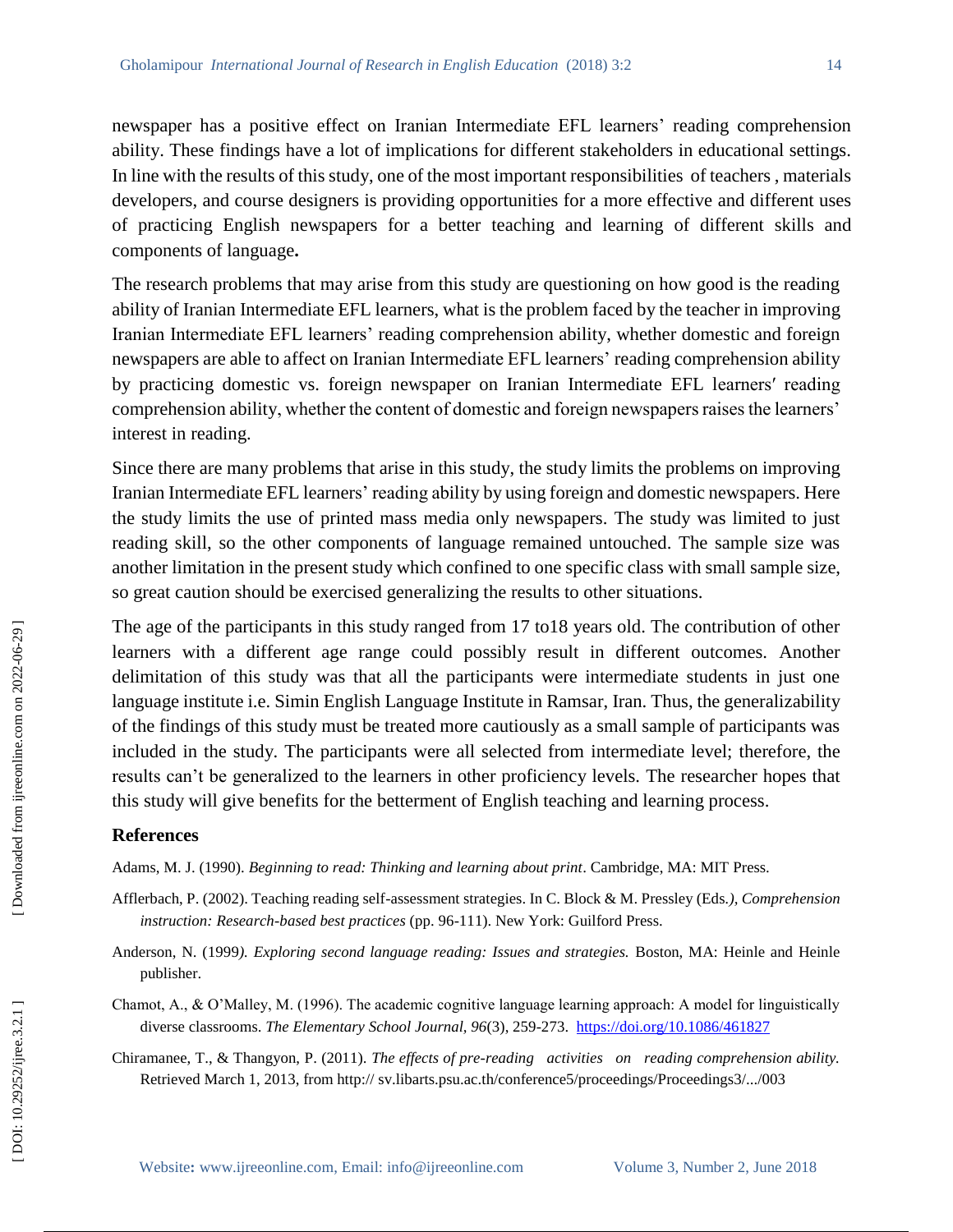newspaper has a positive effect on Iranian Intermediate EFL learners' reading comprehension ability. These findings have a lot of implications for different stakeholders in educational settings. In line with the results of this study, one of the most important responsibilities of teachers , materials developers, and course designers is providing opportunities for a more effective and different uses of practicing English newspapers for a better teaching and learning of different skills and components of language**.**

The research problems that may arise from this study are questioning on how good is the reading ability of Iranian Intermediate EFL learners, what is the problem faced by the teacher in improving Iranian Intermediate EFL learners' reading comprehension ability, whether domestic and foreign newspapers are able to affect on Iranian Intermediate EFL learners' reading comprehension ability by practicing domestic vs. foreign newspaper on Iranian Intermediate EFL learners′ reading comprehension ability, whether the content of domestic and foreign newspapers raises the learners' interest in reading.

Since there are many problems that arise in this study, the study limits the problems on improving Iranian Intermediate EFL learners' reading ability by using foreign and domestic newspapers. Here the study limits the use of printed mass media only newspapers. The study was limited to just reading skill, so the other components of language remained untouched. The sample size was another limitation in the present study which confined to one specific class with small sample size, so great caution should be exercised generalizing the results to other situations.

The age of the participants in this study ranged from 17 to18 years old. The contribution of other learners with a different age range could possibly result in different outcomes. Another delimitation of this study was that all the participants were intermediate students in just one language institute i.e. Simin English Language Institute in Ramsar, Iran. Thus, the generalizability of the findings of this study must be treated more cautiously as a small sample of participants was included in the study. The participants were all selected from intermediate level; therefore, the results can't be generalized to the learners in other proficiency levels. The researcher hopes that this study will give benefits for the betterment of English teaching and learning process.

## References

Adams, M. J. (1990). *Beginning to read: Thinking and learning about print*. Cambridge, MA: MIT Press.

Afflerbach, P. (2002). Teaching reading self-assessment strategies. In C. Block & M. Pressley (Eds.*)*, *Comprehension instruction: Research-based best practices* (pp. 96-111). New York: Guilford Press.

Anderson, N. (1999*). Exploring second language reading: Issues and strategies.* Boston, MA: Heinle and Heinle publisher.

Chamot, A., & O'Malley, M. (1996). The academic cognitive language learning approach: A model for linguistically diverse classrooms. *The Elementary School Journal*, *96*(3), 259-273. https://doi.org/10.1086/461827

Chiramanee, T., & Thangyon, P. (2011). *The effects of pre-reading activities on reading comprehension ability.* Retrieved March 1, 2013, from http:// sv.libarts.psu.ac.th/conference5/proceedings/Proceedings3/.../003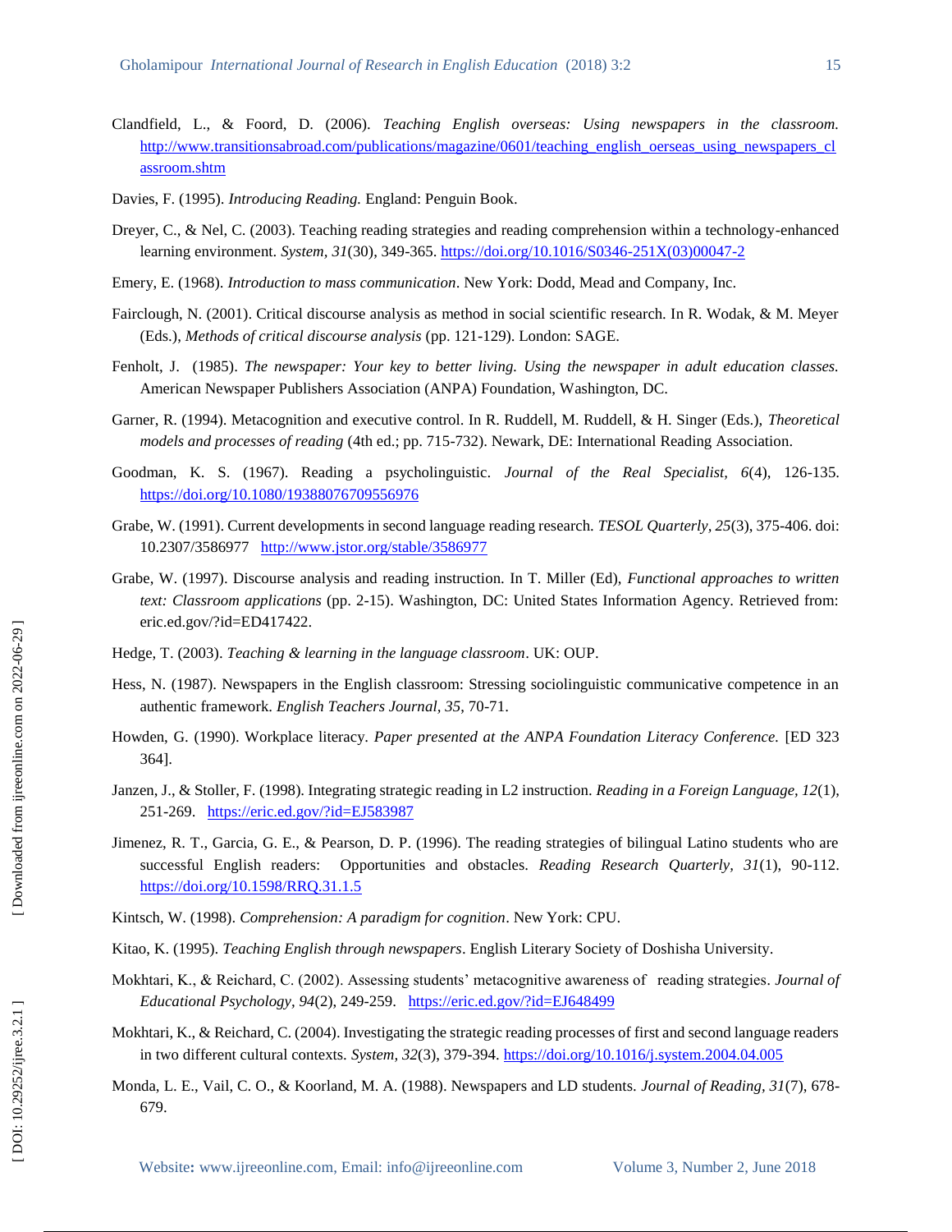Clandfield, L., & Foord, D. (2006). *Teaching English overseas: Using newspapers in the classroom.* http://www.transitionsabroad.com/publications/magazine/0601/teaching_english_oerseas_using_newspapers_classroom.shtm

Davies, F. (1995). *Introducing Reading.* England: Penguin Book.

Dreyer, C., & Nel, C. (2003). Teaching reading strategies and reading comprehension within a technology-enhanced learning environment. *System, 31*(30), 349-365. https://doi.org/10.1016/S0346-251X(03)00047-2

Emery, E. (1968). *Introduction to mass communication*. New York: Dodd, Mead and Company, Inc.

Fairclough, N. (2001). Critical discourse analysis as method in social scientific research. In R. Wodak, & M. Meyer (Eds.), *Methods of critical discourse analysis* (pp. 121-129). London: SAGE.

Fenholt, J. (1985). *The newspaper: Your key to better living. Using the newspaper in adult education classes.* American Newspaper Publishers Association (ANPA) Foundation, Washington, DC.

Garner, R. (1994). Metacognition and executive control. In R. Ruddell, M. Ruddell, & H. Singer (Eds.), *Theoretical models and processes of reading* (4th ed.; pp. 715-732). Newark, DE: International Reading Association.

Goodman, K. S. (1967). Reading a psycholinguistic. *Journal of the Real Specialist, 6*(4), 126-135. https://doi.org/10.1080/19388076709556976

Grabe, W. (1991). Current developments in second language reading research. *TESOL Quarterly, 25*(3), 375-406. doi: 10.2307/3586977 http://www.jstor.org/stable/3586977

Grabe, W. (1997). Discourse analysis and reading instruction. In T. Miller (Ed), *Functional approaches to written text: Classroom applications* (pp. 2-15). Washington, DC: United States Information Agency. Retrieved from: eric.ed.gov/?id=ED417422.

Hedge, T. (2003). *Teaching & learning in the language classroom*. UK: OUP.

Hess, N. (1987). Newspapers in the English classroom: Stressing sociolinguistic communicative competence in an authentic framework. *English Teachers Journal, 35*, 70-71.

Howden, G. (1990). Workplace literacy. *Paper presented at the ANPA Foundation Literacy Conference.* [ED 323 364].

Janzen, J., & Stoller, F. (1998). Integrating strategic reading in L2 instruction. *Reading in a Foreign Language, 12*(1), 251-269. https://eric.ed.gov/?id=EJ583987

Jimenez, R. T., Garcia, G. E., & Pearson, D. P. (1996). The reading strategies of bilingual Latino students who are successful English readers: Opportunities and obstacles. *Reading Research Quarterly, 31*(1), 90-112. https://doi.org/10.1598/RRQ.31.1.5

Kintsch, W. (1998). *Comprehension: A paradigm for cognition*. New York: CPU.

Kitao, K. (1995). *Teaching English through newspapers*. English Literary Society of Doshisha University.

Mokhtari, K., & Reichard, C. (2002). Assessing students' metacognitive awareness of reading strategies. *Journal of Educational Psychology, 94*(2), 249-259. https://eric.ed.gov/?id=EJ648499

Mokhtari, K., & Reichard, C. (2004). Investigating the strategic reading processes of first and second language readers in two different cultural contexts. *System, 32*(3), 379-394. https://doi.org/10.1016/j.system.2004.04.005

Monda, L. E., Vail, C. O., & Koorland, M. A. (1988). Newspapers and LD students. *Journal of Reading, 31*(7), 678-679.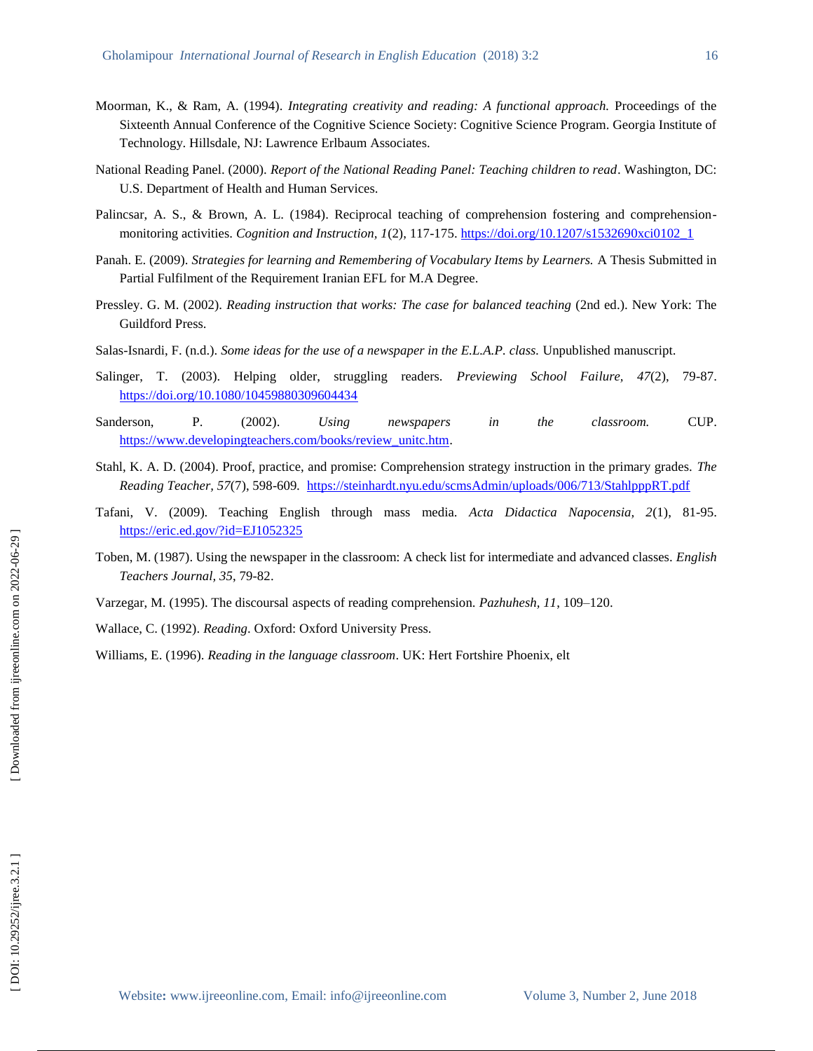Moorman, K., & Ram, A. (1994). *Integrating creativity and reading: A functional approach.* Proceedings of the Sixteenth Annual Conference of the Cognitive Science Society: Cognitive Science Program. Georgia Institute of Technology. Hillsdale, NJ: Lawrence Erlbaum Associates.

National Reading Panel. (2000). *Report of the National Reading Panel: Teaching children to read*. Washington, DC: U.S. Department of Health and Human Services.

Palincsar, A. S., & Brown, A. L. (1984). Reciprocal teaching of comprehension fostering and comprehension-monitoring activities. *Cognition and Instruction, 1*(2), 117-175. https://doi.org/10.1207/s1532690xci0102_1

Panah. E. (2009). *Strategies for learning and Remembering of Vocabulary Items by Learners.* A Thesis Submitted in Partial Fulfilment of the Requirement Iranian EFL for M.A Degree.

Pressley. G. M. (2002). *Reading instruction that works: The case for balanced teaching* (2nd ed.). New York: The Guildford Press.

Salas-Isnardi, F. (n.d.). *Some ideas for the use of a newspaper in the E.L.A.P. class.* Unpublished manuscript.

Salinger, T. (2003). Helping older, struggling readers. *Previewing School Failure, 47*(2), 79-87. https://doi.org/10.1080/10459880309604434

Sanderson, P. (2002). *Using newspapers in the classroom.* CUP. https://www.developingteachers.com/books/review_unitc.htm.

Stahl, K. A. D. (2004). Proof, practice, and promise: Comprehension strategy instruction in the primary grades. *The Reading Teacher, 57*(7), 598-609. https://steinhardt.nyu.edu/scmsAdmin/uploads/006/713/StahlpppRT.pdf

Tafani, V. (2009). Teaching English through mass media. *Acta Didactica Napocensia, 2*(1), 81-95. https://eric.ed.gov/?id=EJ1052325

Toben, M. (1987). Using the newspaper in the classroom: A check list for intermediate and advanced classes. *English Teachers Journal, 35*, 79-82.

Varzegar, M. (1995). The discoursal aspects of reading comprehension. *Pazhuhesh, 11*, 109–120.

Wallace, C. (1992). *Reading*. Oxford: Oxford University Press.

Williams, E. (1996). *Reading in the language classroom*. UK: Hert Fortshire Phoenix, elt